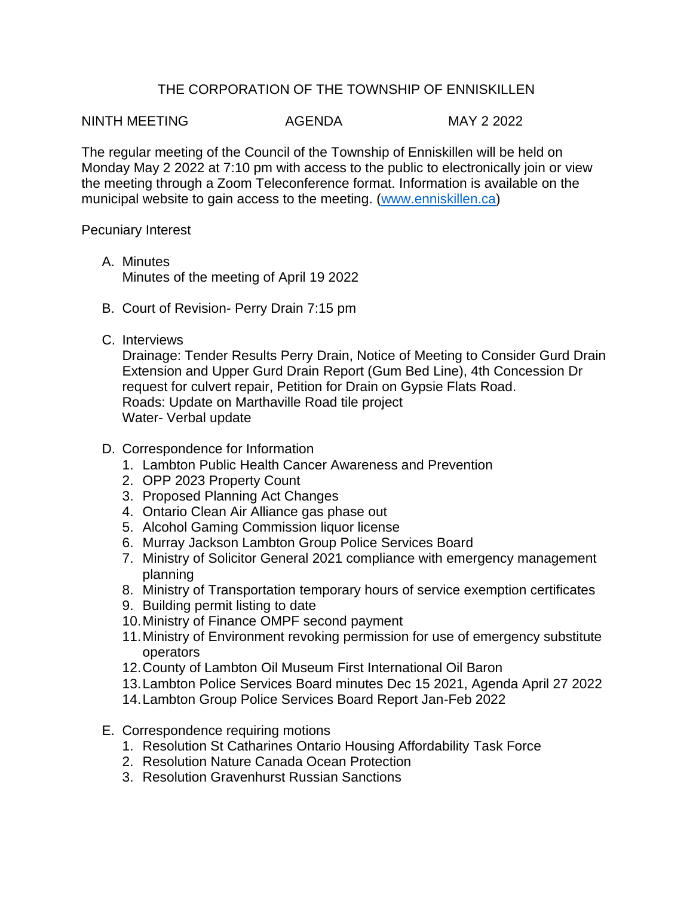# THE CORPORATION OF THE TOWNSHIP OF ENNISKILLEN

NINTH MEETING AGENDA MAY 2 2022

The regular meeting of the Council of the Township of Enniskillen will be held on Monday May 2 2022 at 7:10 pm with access to the public to electronically join or view the meeting through a Zoom Teleconference format. Information is available on the municipal website to gain access to the meeting. (www.enniskillen.ca)

Pecuniary Interest

A. Minutes
   Minutes of the meeting of April 19 2022

B. Court of Revision- Perry Drain 7:15 pm

C. Interviews
   Drainage: Tender Results Perry Drain, Notice of Meeting to Consider Gurd Drain Extension and Upper Gurd Drain Report (Gum Bed Line), 4th Concession Dr request for culvert repair, Petition for Drain on Gypsie Flats Road.
   Roads: Update on Marthaville Road tile project
   Water- Verbal update

D. Correspondence for Information
   1. Lambton Public Health Cancer Awareness and Prevention
   2. OPP 2023 Property Count
   3. Proposed Planning Act Changes
   4. Ontario Clean Air Alliance gas phase out
   5. Alcohol Gaming Commission liquor license
   6. Murray Jackson Lambton Group Police Services Board
   7. Ministry of Solicitor General 2021 compliance with emergency management planning
   8. Ministry of Transportation temporary hours of service exemption certificates
   9. Building permit listing to date
   10. Ministry of Finance OMPF second payment
   11. Ministry of Environment revoking permission for use of emergency substitute operators
   12. County of Lambton Oil Museum First International Oil Baron
   13. Lambton Police Services Board minutes Dec 15 2021, Agenda April 27 2022
   14. Lambton Group Police Services Board Report Jan-Feb 2022

E. Correspondence requiring motions
   1. Resolution St Catharines Ontario Housing Affordability Task Force
   2. Resolution Nature Canada Ocean Protection
   3. Resolution Gravenhurst Russian Sanctions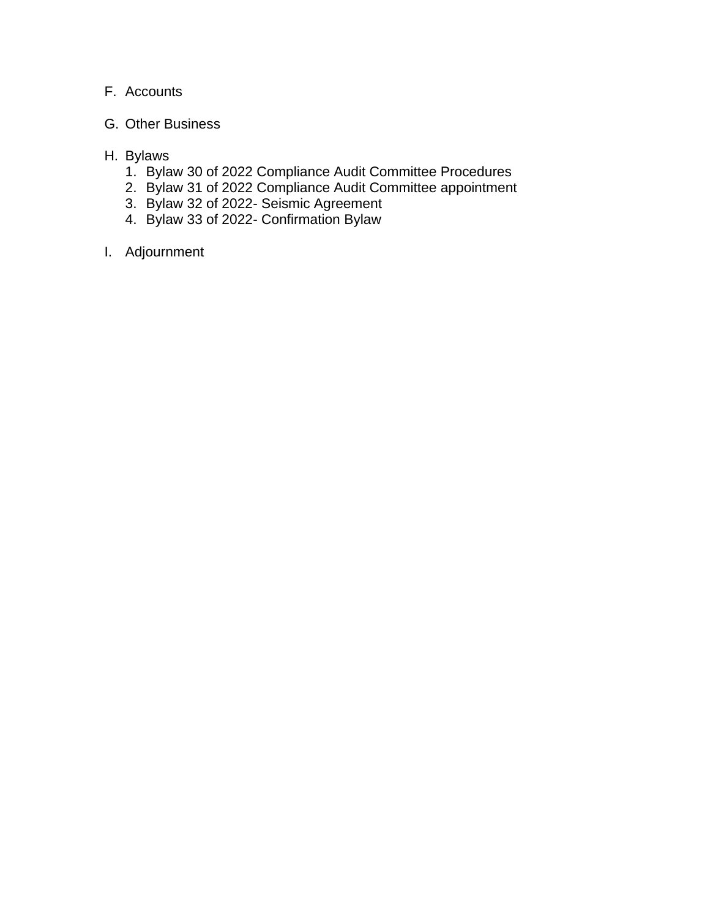F. Accounts

G. Other Business

H. Bylaws
   1. Bylaw 30 of 2022 Compliance Audit Committee Procedures
   2. Bylaw 31 of 2022 Compliance Audit Committee appointment
   3. Bylaw 32 of 2022- Seismic Agreement
   4. Bylaw 33 of 2022- Confirmation Bylaw

I. Adjournment